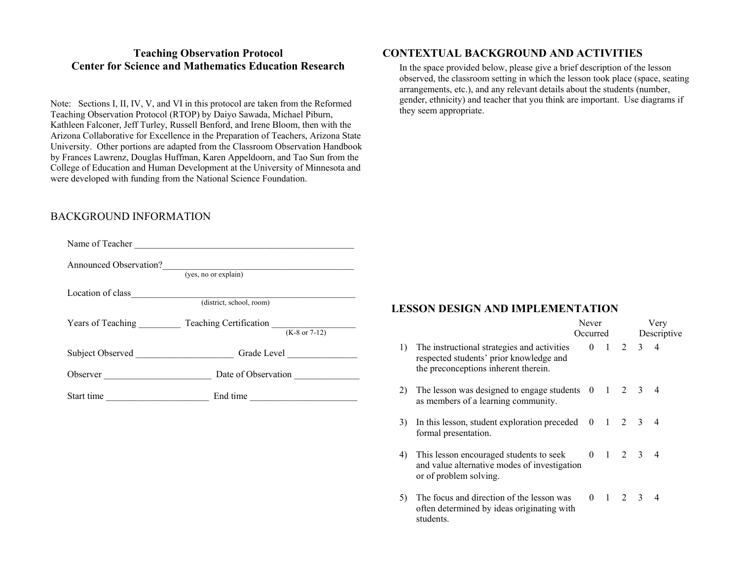# Teaching Observation Protocol
## Center for Science and Mathematics Education Research

Note: Sections I, II, IV, V, and VI in this protocol are taken from the Reformed Teaching Observation Protocol (RTOP) by Daiyo Sawada, Michael Piburn, Kathleen Falconer, Jeff Turley, Russell Benford, and Irene Bloom, then with the Arizona Collaborative for Excellence in the Preparation of Teachers, Arizona State University. Other portions are adapted from the Classroom Observation Handbook by Frances Lawrenz, Douglas Huffman, Karen Appeldoorn, and Tao Sun from the College of Education and Human Development at the University of Minnesota and were developed with funding from the National Science Foundation.

## BACKGROUND INFORMATION

Name of Teacher _______________________________________________

Announced Observation?__________________________________________
(yes, no or explain)

Location of class__________________________________________________
(district, school, room)

Years of Teaching _________ Teaching Certification __________________
(K-8 or 7-12)

Subject Observed _____________________ Grade Level _______________

Observer _______________________ Date of Observation ______________

Start time ______________________ End time _______________________

## CONTEXTUAL BACKGROUND AND ACTIVITIES

In the space provided below, please give a brief description of the lesson observed, the classroom setting in which the lesson took place (space, seating arrangements, etc.), and any relevant details about the students (number, gender, ethnicity) and teacher that you think are important. Use diagrams if they seem appropriate.

## LESSON DESIGN AND IMPLEMENTATION

| | | Never Occurred | | | | Very Descriptive |
|---|---|---|---|---|---|---|
| 1) | The instructional strategies and activities respected students' prior knowledge and the preconceptions inherent therein. | 0 | 1 | 2 | 3 | 4 |
| 2) | The lesson was designed to engage students as members of a learning community. | 0 | 1 | 2 | 3 | 4 |
| 3) | In this lesson, student exploration preceded formal presentation. | 0 | 1 | 2 | 3 | 4 |
| 4) | This lesson encouraged students to seek and value alternative modes of investigation or of problem solving. | 0 | 1 | 2 | 3 | 4 |
| 5) | The focus and direction of the lesson was often determined by ideas originating with students. | 0 | 1 | 2 | 3 | 4 |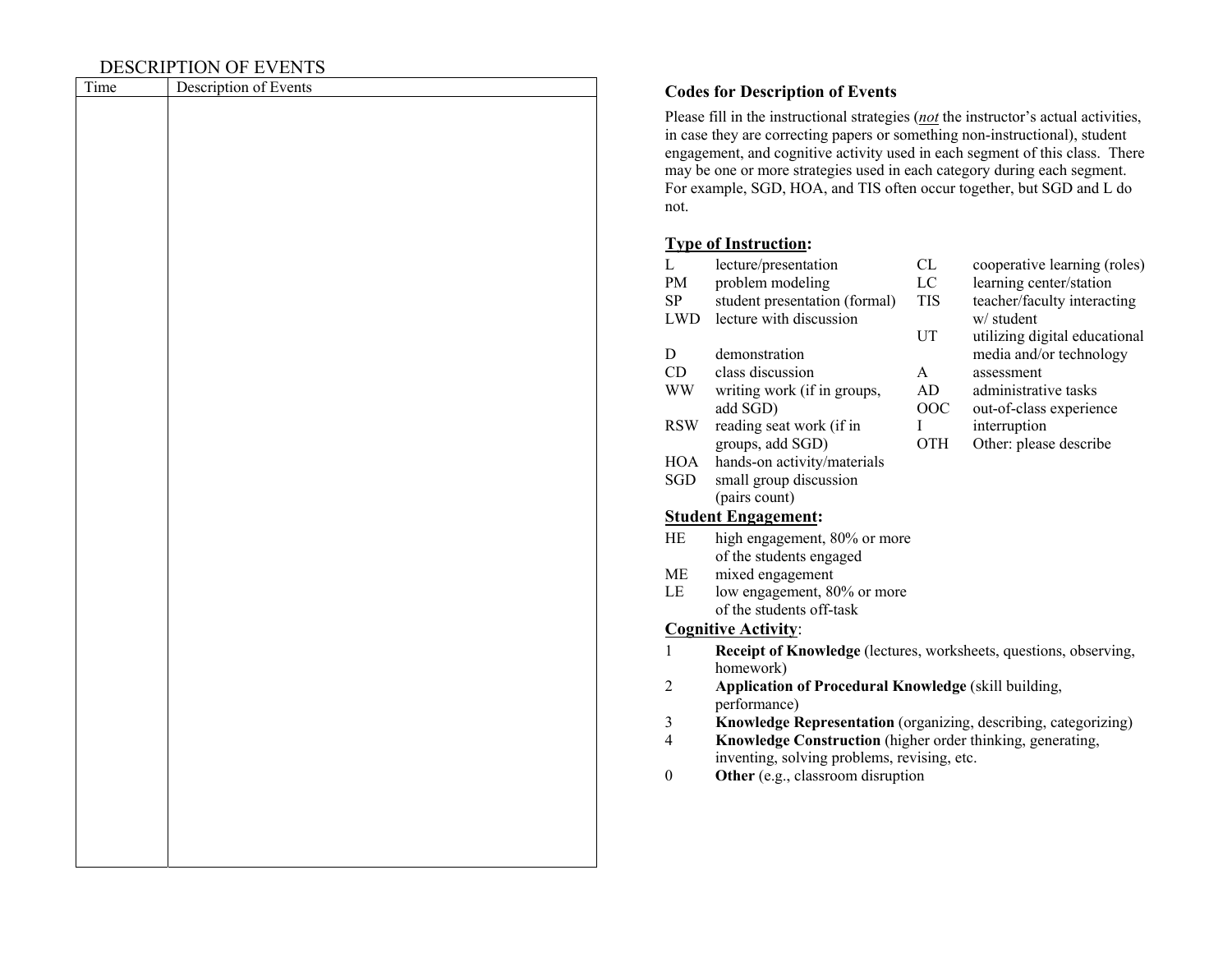DESCRIPTION OF EVENTS

| Time | Description of Events |
|---|---|
| | |

## Codes for Description of Events

Please fill in the instructional strategies (***not*** the instructor's actual activities, in case they are correcting papers or something non-instructional), student engagement, and cognitive activity used in each segment of this class. There may be one or more strategies used in each category during each segment. For example, SGD, HOA, and TIS often occur together, but SGD and L do not.

**Type of Instruction:**

| | | | |
|---|---|---|---|
| L | lecture/presentation | CL | cooperative learning (roles) |
| PM | problem modeling | LC | learning center/station |
| SP | student presentation (formal) | TIS | teacher/faculty interacting w/ student |
| LWD | lecture with discussion | UT | utilizing digital educational media and/or technology |
| D | demonstration | A | assessment |
| CD | class discussion | AD | administrative tasks |
| WW | writing work (if in groups, add SGD) | OOC | out-of-class experience |
| RSW | reading seat work (if in groups, add SGD) | I | interruption |
| HOA | hands-on activity/materials | OTH | Other: please describe |
| SGD | small group discussion (pairs count) | | |

**Student Engagement:**

| | |
|---|---|
| HE | high engagement, 80% or more of the students engaged |
| ME | mixed engagement |
| LE | low engagement, 80% or more of the students off-task |

**Cognitive Activity**:

| | |
|---|---|
| 1 | **Receipt of Knowledge** (lectures, worksheets, questions, observing, homework) |
| 2 | **Application of Procedural Knowledge** (skill building, performance) |
| 3 | **Knowledge Representation** (organizing, describing, categorizing) |
| 4 | **Knowledge Construction** (higher order thinking, generating, inventing, solving problems, revising, etc. |
| 0 | **Other** (e.g., classroom disruption |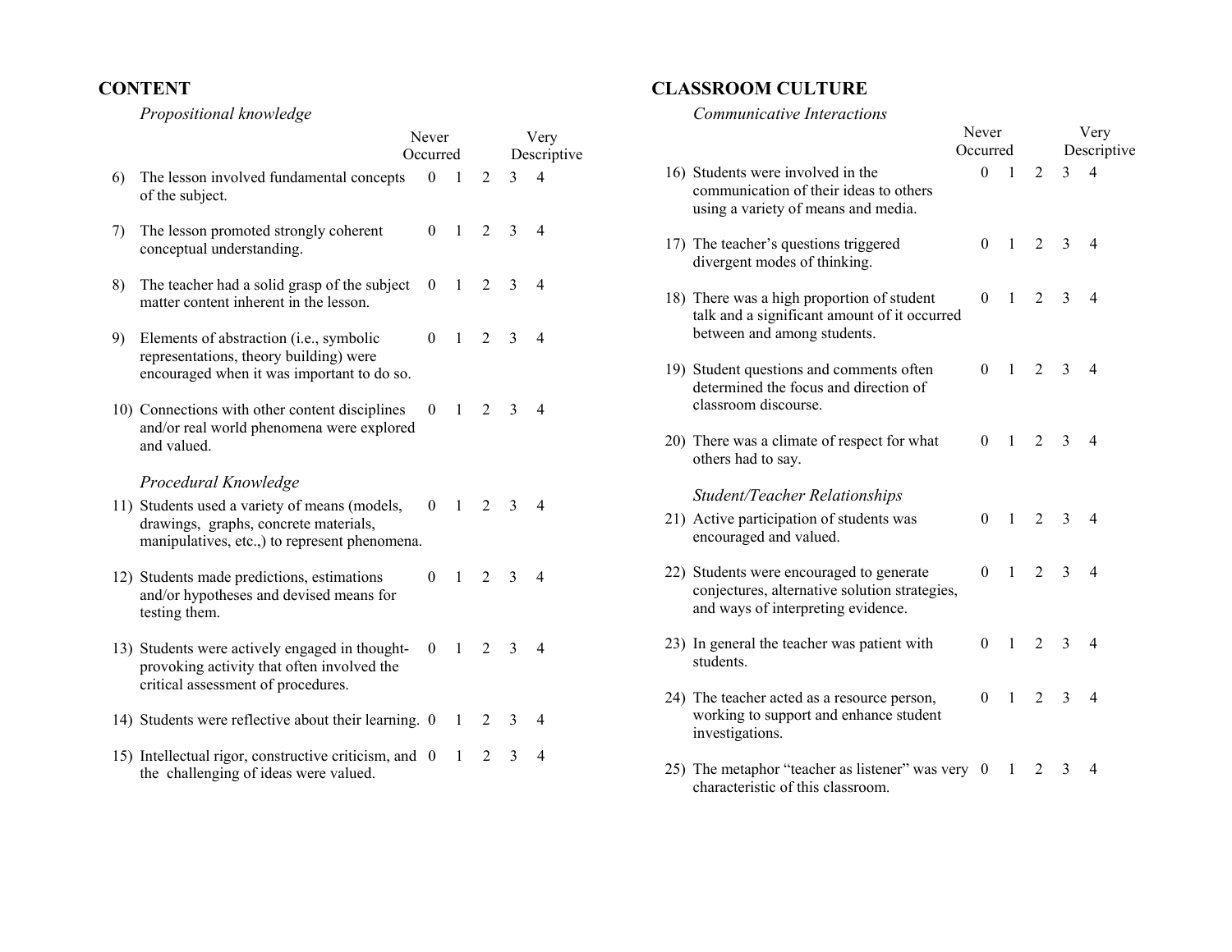## CONTENT

*Propositional knowledge*

| | | Never Occurred | | | | Very Descriptive |
|---|---|---|---|---|---|---|
| 6) | The lesson involved fundamental concepts of the subject. | 0 | 1 | 2 | 3 | 4 |
| 7) | The lesson promoted strongly coherent conceptual understanding. | 0 | 1 | 2 | 3 | 4 |
| 8) | The teacher had a solid grasp of the subject matter content inherent in the lesson. | 0 | 1 | 2 | 3 | 4 |
| 9) | Elements of abstraction (i.e., symbolic representations, theory building) were encouraged when it was important to do so. | 0 | 1 | 2 | 3 | 4 |
| 10) | Connections with other content disciplines and/or real world phenomena were explored and valued. | 0 | 1 | 2 | 3 | 4 |

*Procedural Knowledge*

| | | | | | | |
|---|---|---|---|---|---|---|
| 11) | Students used a variety of means (models, drawings, graphs, concrete materials, manipulatives, etc.,) to represent phenomena. | 0 | 1 | 2 | 3 | 4 |
| 12) | Students made predictions, estimations and/or hypotheses and devised means for testing them. | 0 | 1 | 2 | 3 | 4 |
| 13) | Students were actively engaged in thought-provoking activity that often involved the critical assessment of procedures. | 0 | 1 | 2 | 3 | 4 |
| 14) | Students were reflective about their learning. | 0 | 1 | 2 | 3 | 4 |
| 15) | Intellectual rigor, constructive criticism, and the challenging of ideas were valued. | 0 | 1 | 2 | 3 | 4 |

## CLASSROOM CULTURE

*Communicative Interactions*

| | | Never Occurred | | | | Very Descriptive |
|---|---|---|---|---|---|---|
| 16) | Students were involved in the communication of their ideas to others using a variety of means and media. | 0 | 1 | 2 | 3 | 4 |
| 17) | The teacher's questions triggered divergent modes of thinking. | 0 | 1 | 2 | 3 | 4 |
| 18) | There was a high proportion of student talk and a significant amount of it occurred between and among students. | 0 | 1 | 2 | 3 | 4 |
| 19) | Student questions and comments often determined the focus and direction of classroom discourse. | 0 | 1 | 2 | 3 | 4 |
| 20) | There was a climate of respect for what others had to say. | 0 | 1 | 2 | 3 | 4 |

*Student/Teacher Relationships*

| | | | | | | |
|---|---|---|---|---|---|---|
| 21) | Active participation of students was encouraged and valued. | 0 | 1 | 2 | 3 | 4 |
| 22) | Students were encouraged to generate conjectures, alternative solution strategies, and ways of interpreting evidence. | 0 | 1 | 2 | 3 | 4 |
| 23) | In general the teacher was patient with students. | 0 | 1 | 2 | 3 | 4 |
| 24) | The teacher acted as a resource person, working to support and enhance student investigations. | 0 | 1 | 2 | 3 | 4 |
| 25) | The metaphor "teacher as listener" was very characteristic of this classroom. | 0 | 1 | 2 | 3 | 4 |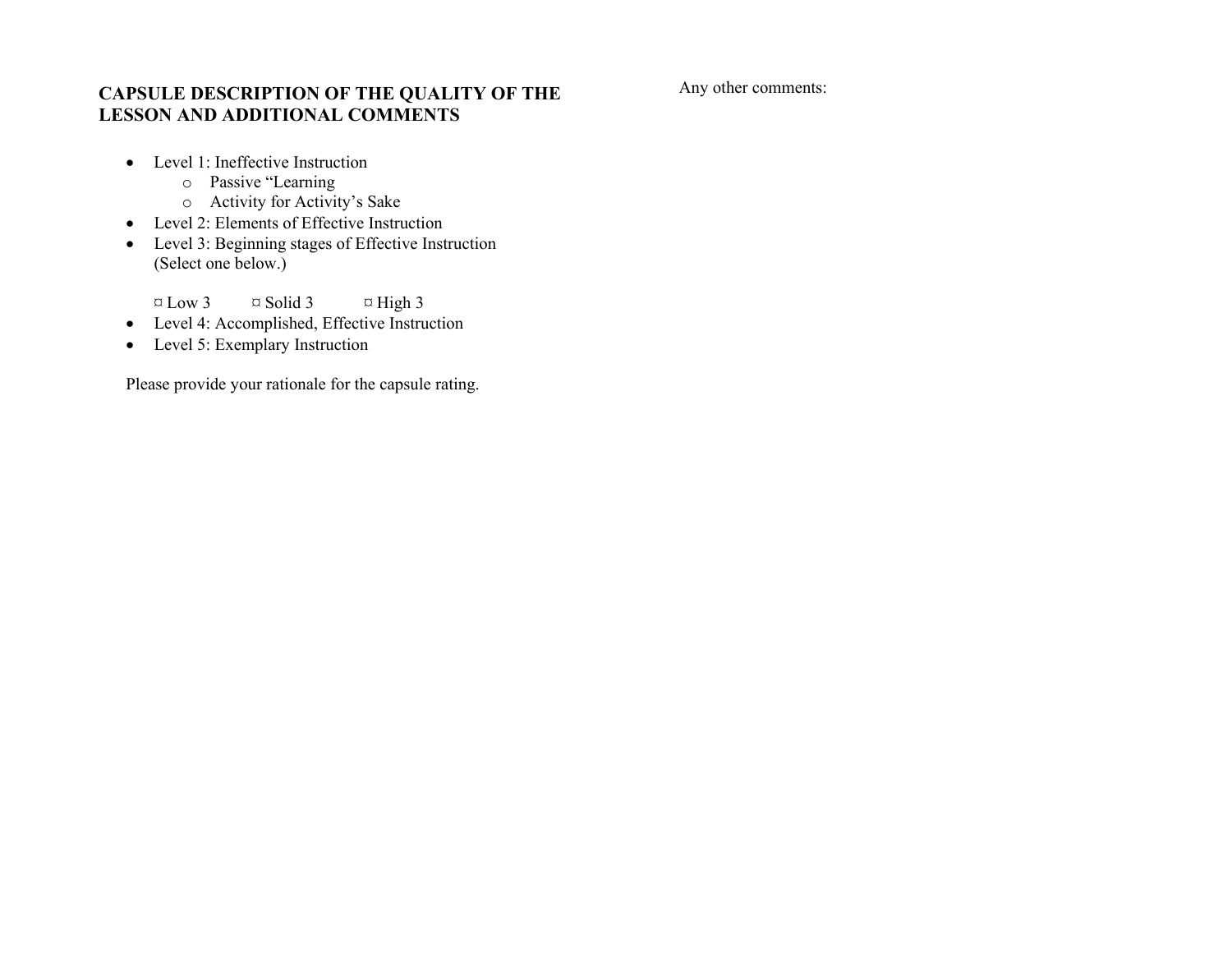## CAPSULE DESCRIPTION OF THE QUALITY OF THE LESSON AND ADDITIONAL COMMENTS

- Level 1: Ineffective Instruction
  - Passive "Learning
  - Activity for Activity's Sake
- Level 2: Elements of Effective Instruction
- Level 3: Beginning stages of Effective Instruction (Select one below.)

  ¤ Low 3 ¤ Solid 3 ¤ High 3
- Level 4: Accomplished, Effective Instruction
- Level 5: Exemplary Instruction

Please provide your rationale for the capsule rating.

Any other comments: